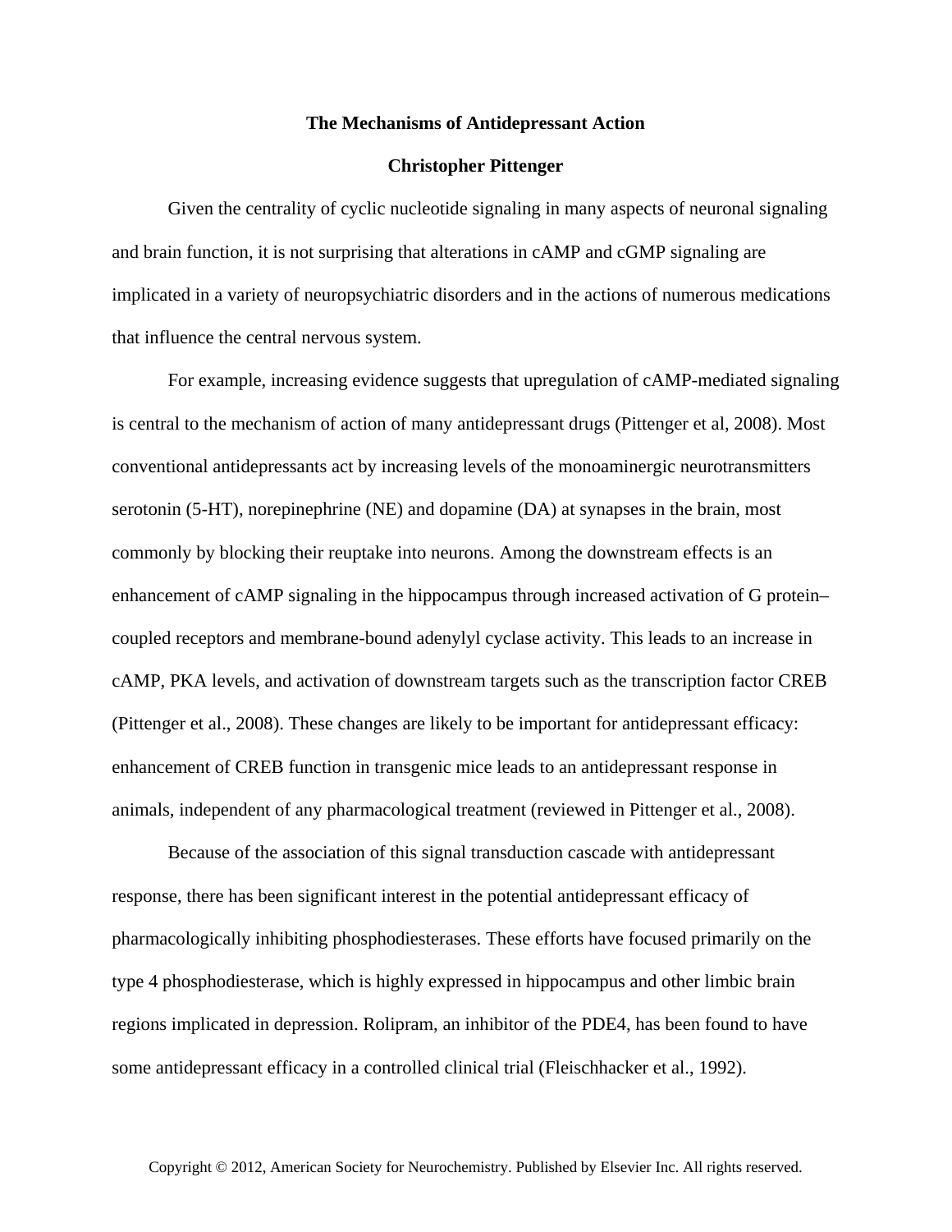**The Mechanisms of Antidepressant Action**

**Christopher Pittenger**

Given the centrality of cyclic nucleotide signaling in many aspects of neuronal signaling and brain function, it is not surprising that alterations in cAMP and cGMP signaling are implicated in a variety of neuropsychiatric disorders and in the actions of numerous medications that influence the central nervous system.

For example, increasing evidence suggests that upregulation of cAMP-mediated signaling is central to the mechanism of action of many antidepressant drugs (Pittenger et al, 2008). Most conventional antidepressants act by increasing levels of the monoaminergic neurotransmitters serotonin (5-HT), norepinephrine (NE) and dopamine (DA) at synapses in the brain, most commonly by blocking their reuptake into neurons. Among the downstream effects is an enhancement of cAMP signaling in the hippocampus through increased activation of G protein–coupled receptors and membrane-bound adenylyl cyclase activity. This leads to an increase in cAMP, PKA levels, and activation of downstream targets such as the transcription factor CREB (Pittenger et al., 2008). These changes are likely to be important for antidepressant efficacy: enhancement of CREB function in transgenic mice leads to an antidepressant response in animals, independent of any pharmacological treatment (reviewed in Pittenger et al., 2008).

Because of the association of this signal transduction cascade with antidepressant response, there has been significant interest in the potential antidepressant efficacy of pharmacologically inhibiting phosphodiesterases. These efforts have focused primarily on the type 4 phosphodiesterase, which is highly expressed in hippocampus and other limbic brain regions implicated in depression. Rolipram, an inhibitor of the PDE4, has been found to have some antidepressant efficacy in a controlled clinical trial (Fleischhacker et al., 1992).

Copyright © 2012, American Society for Neurochemistry. Published by Elsevier Inc. All rights reserved.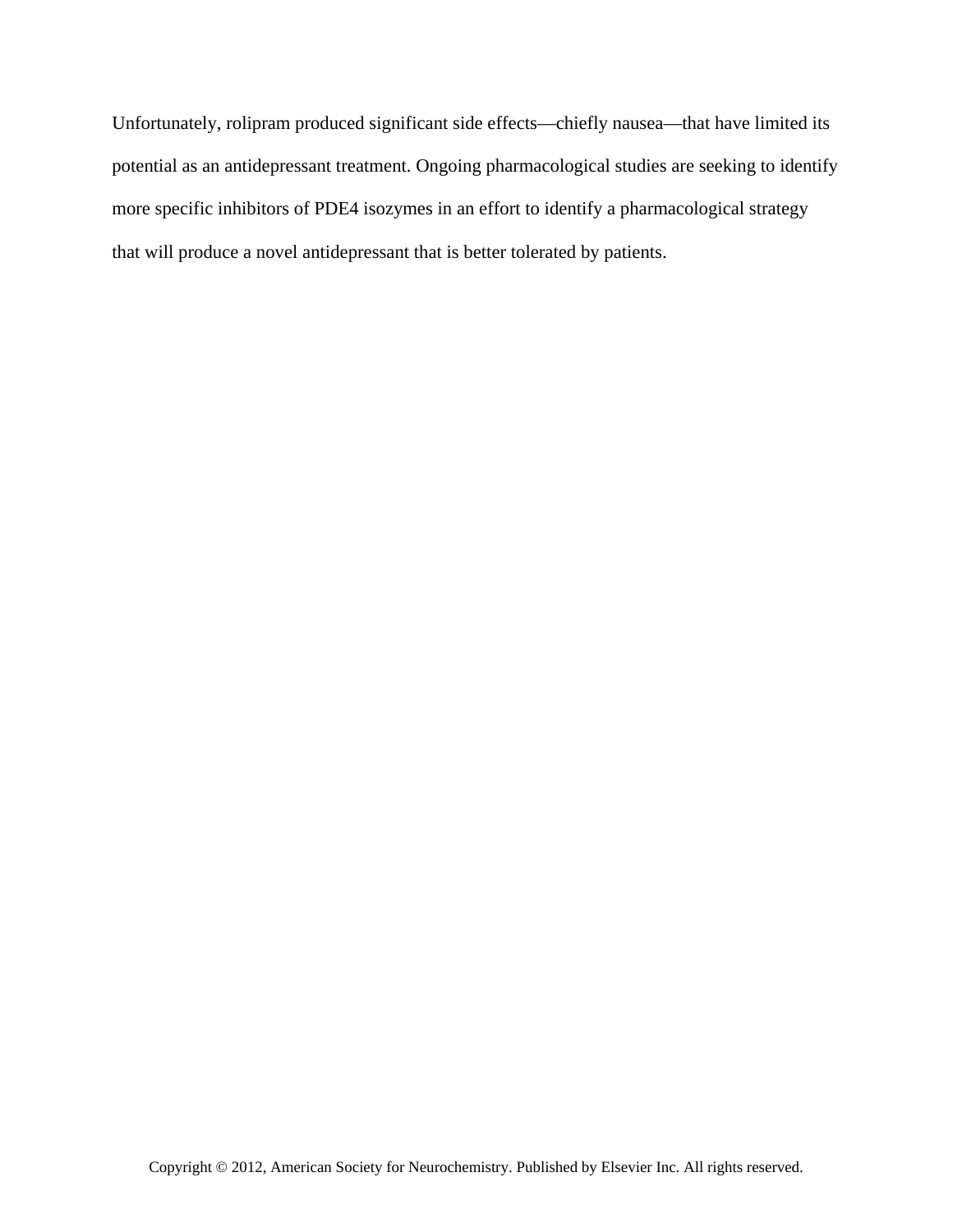Unfortunately, rolipram produced significant side effects—chiefly nausea—that have limited its potential as an antidepressant treatment. Ongoing pharmacological studies are seeking to identify more specific inhibitors of PDE4 isozymes in an effort to identify a pharmacological strategy that will produce a novel antidepressant that is better tolerated by patients.

Copyright © 2012, American Society for Neurochemistry. Published by Elsevier Inc. All rights reserved.